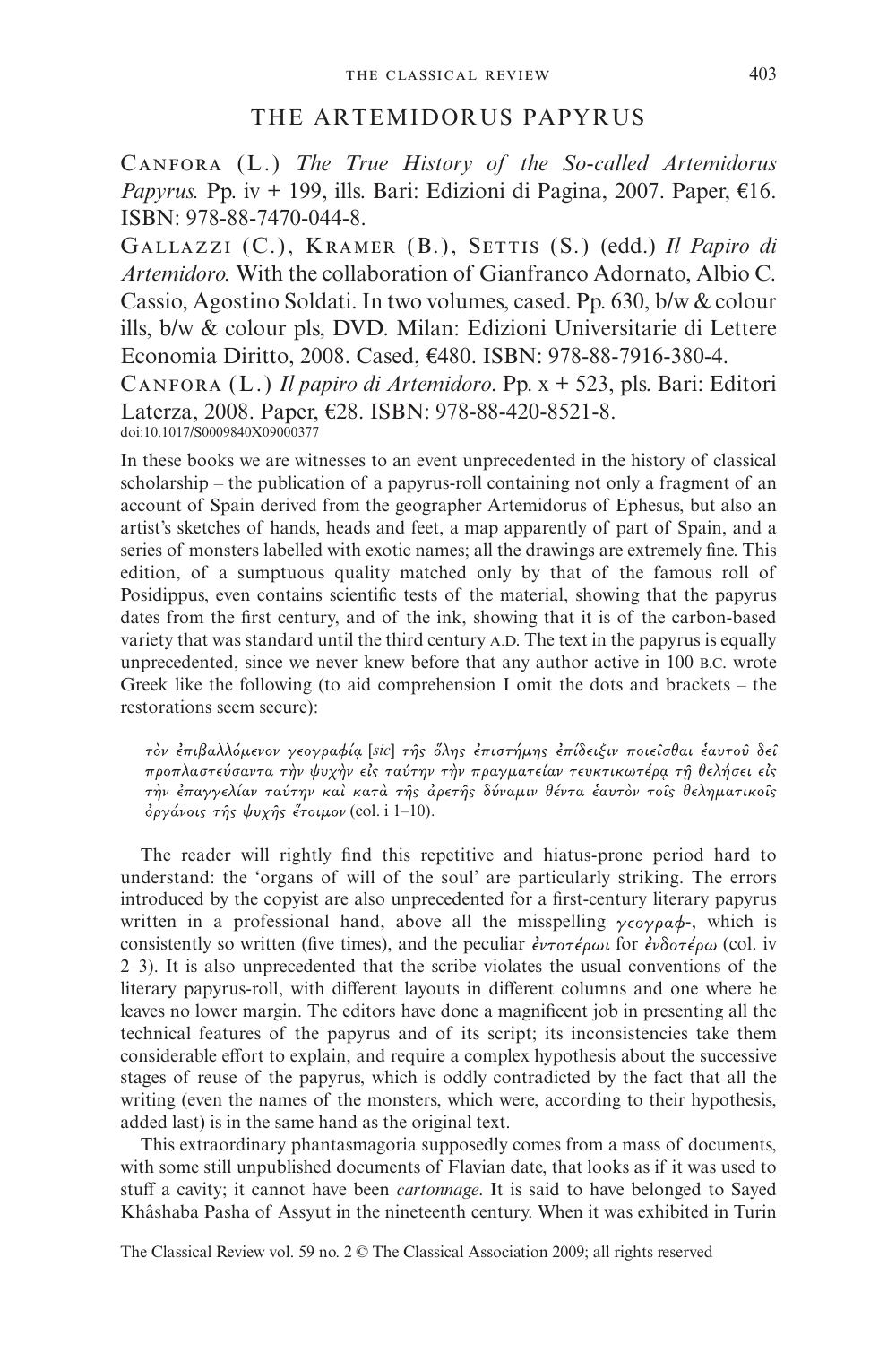# THE ARTEMIDORUS PAPYRUS

Canfora (L.) *The True History of the So-called Artemidorus Papyrus.* Pp. iv + 199, ills. Bari: Edizioni di Pagina, 2007. Paper, €16. ISBN: 978-88-7470-044-8.

Gallazzi (C.), Kramer (B.), Settis (S.) (edd.) *Il Papiro di Artemidoro.* With the collaboration of Gianfranco Adornato, Albio C. Cassio, Agostino Soldati. In two volumes, cased. Pp. 630, b/w & colour ills, b/w & colour pls, DVD. Milan: Edizioni Universitarie di Lettere Economia Diritto, 2008. Cased, €480. ISBN: 978-88-7916-380-4.

Canfora (L.) *Il papiro di Artemidoro*. Pp. x + 523, pls. Bari: Editori Laterza, 2008. Paper, €28. ISBN: 978-88-420-8521-8.

doi:10.1017/S0009840X09000377

In these books we are witnesses to an event unprecedented in the history of classical scholarship – the publication of a papyrus-roll containing not only a fragment of an account of Spain derived from the geographer Artemidorus of Ephesus, but also an artist's sketches of hands, heads and feet, a map apparently of part of Spain, and a series of monsters labelled with exotic names; all the drawings are extremely fine. This edition, of a sumptuous quality matched only by that of the famous roll of Posidippus, even contains scientific tests of the material, showing that the papyrus dates from the first century, and of the ink, showing that it is of the carbon-based variety that was standard until the third century A.D. The text in the papyrus is equally unprecedented, since we never knew before that any author active in 100 B.C. wrote Greek like the following (to aid comprehension I omit the dots and brackets – the restorations seem secure):

> *τὸν ἐπιβαλλόμενον γεογραφίᾳ* [*sic*] *τῆς ὅλης ἐπιστήμης ἐπίδειξιν ποιεῖσθαι ἑαυτοῦ δεῖ προπλαστεύσαντα τὴν ψυχὴν εἰς ταύτην τὴν πραγματείαν τευκτικωτέρᾳ τῇ θελήσει εἰς τὴν ἐπαγγελίαν ταύτην καὶ κατὰ τῆς ἀρετῆς δύναμιν θέντα ἑαυτὸν τοῖς θεληματικοῖς ὀργάνοις τῆς ψυχῆς ἕτοιμον* (col. i 1–10).

The reader will rightly find this repetitive and hiatus-prone period hard to understand: the 'organs of will of the soul' are particularly striking. The errors introduced by the copyist are also unprecedented for a first-century literary papyrus written in a professional hand, above all the misspelling *γεογραφ-*, which is consistently so written (five times), and the peculiar *ἐντοτέρωι* for *ἐνδοτέρω* (col. iv 2–3). It is also unprecedented that the scribe violates the usual conventions of the literary papyrus-roll, with different layouts in different columns and one where he leaves no lower margin. The editors have done a magnificent job in presenting all the technical features of the papyrus and of its script; its inconsistencies take them considerable effort to explain, and require a complex hypothesis about the successive stages of reuse of the papyrus, which is oddly contradicted by the fact that all the writing (even the names of the monsters, which were, according to their hypothesis, added last) is in the same hand as the original text.

This extraordinary phantasmagoria supposedly comes from a mass of documents, with some still unpublished documents of Flavian date, that looks as if it was used to stuff a cavity; it cannot have been *cartonnage*. It is said to have belonged to Sayed Khâshaba Pasha of Assyut in the nineteenth century. When it was exhibited in Turin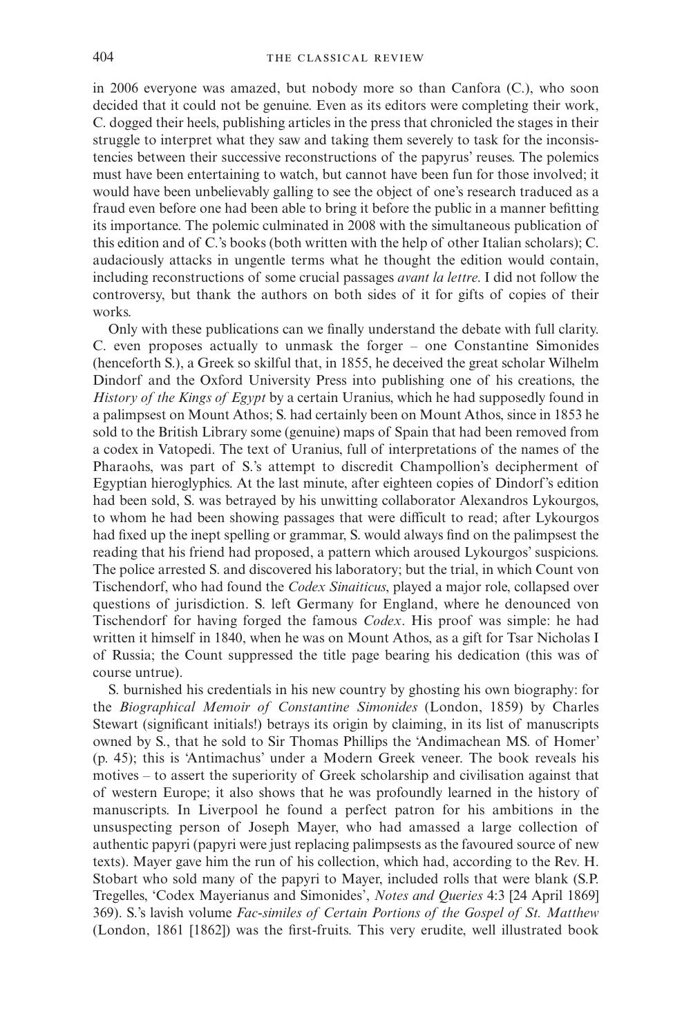in 2006 everyone was amazed, but nobody more so than Canfora (C.), who soon decided that it could not be genuine. Even as its editors were completing their work, C. dogged their heels, publishing articles in the press that chronicled the stages in their struggle to interpret what they saw and taking them severely to task for the inconsistencies between their successive reconstructions of the papyrus' reuses. The polemics must have been entertaining to watch, but cannot have been fun for those involved; it would have been unbelievably galling to see the object of one's research traduced as a fraud even before one had been able to bring it before the public in a manner befitting its importance. The polemic culminated in 2008 with the simultaneous publication of this edition and of C.'s books (both written with the help of other Italian scholars); C. audaciously attacks in ungentle terms what he thought the edition would contain, including reconstructions of some crucial passages *avant la lettre*. I did not follow the controversy, but thank the authors on both sides of it for gifts of copies of their works.

Only with these publications can we finally understand the debate with full clarity. C. even proposes actually to unmask the forger – one Constantine Simonides (henceforth S.), a Greek so skilful that, in 1855, he deceived the great scholar Wilhelm Dindorf and the Oxford University Press into publishing one of his creations, the *History of the Kings of Egypt* by a certain Uranius, which he had supposedly found in a palimpsest on Mount Athos; S. had certainly been on Mount Athos, since in 1853 he sold to the British Library some (genuine) maps of Spain that had been removed from a codex in Vatopedi. The text of Uranius, full of interpretations of the names of the Pharaohs, was part of S.'s attempt to discredit Champollion's decipherment of Egyptian hieroglyphics. At the last minute, after eighteen copies of Dindorf's edition had been sold, S. was betrayed by his unwitting collaborator Alexandros Lykourgos, to whom he had been showing passages that were difficult to read; after Lykourgos had fixed up the inept spelling or grammar, S. would always find on the palimpsest the reading that his friend had proposed, a pattern which aroused Lykourgos' suspicions. The police arrested S. and discovered his laboratory; but the trial, in which Count von Tischendorf, who had found the *Codex Sinaiticus*, played a major role, collapsed over questions of jurisdiction. S. left Germany for England, where he denounced von Tischendorf for having forged the famous *Codex*. His proof was simple: he had written it himself in 1840, when he was on Mount Athos, as a gift for Tsar Nicholas I of Russia; the Count suppressed the title page bearing his dedication (this was of course untrue).

S. burnished his credentials in his new country by ghosting his own biography: for the *Biographical Memoir of Constantine Simonides* (London, 1859) by Charles Stewart (significant initials!) betrays its origin by claiming, in its list of manuscripts owned by S., that he sold to Sir Thomas Phillips the 'Andimachean MS. of Homer' (p. 45); this is 'Antimachus' under a Modern Greek veneer. The book reveals his motives – to assert the superiority of Greek scholarship and civilisation against that of western Europe; it also shows that he was profoundly learned in the history of manuscripts. In Liverpool he found a perfect patron for his ambitions in the unsuspecting person of Joseph Mayer, who had amassed a large collection of authentic papyri (papyri were just replacing palimpsests as the favoured source of new texts). Mayer gave him the run of his collection, which had, according to the Rev. H. Stobart who sold many of the papyri to Mayer, included rolls that were blank (S.P. Tregelles, 'Codex Mayerianus and Simonides', *Notes and Queries* 4:3 [24 April 1869] 369). S.'s lavish volume *Fac-similes of Certain Portions of the Gospel of St. Matthew* (London, 1861 [1862]) was the first-fruits. This very erudite, well illustrated book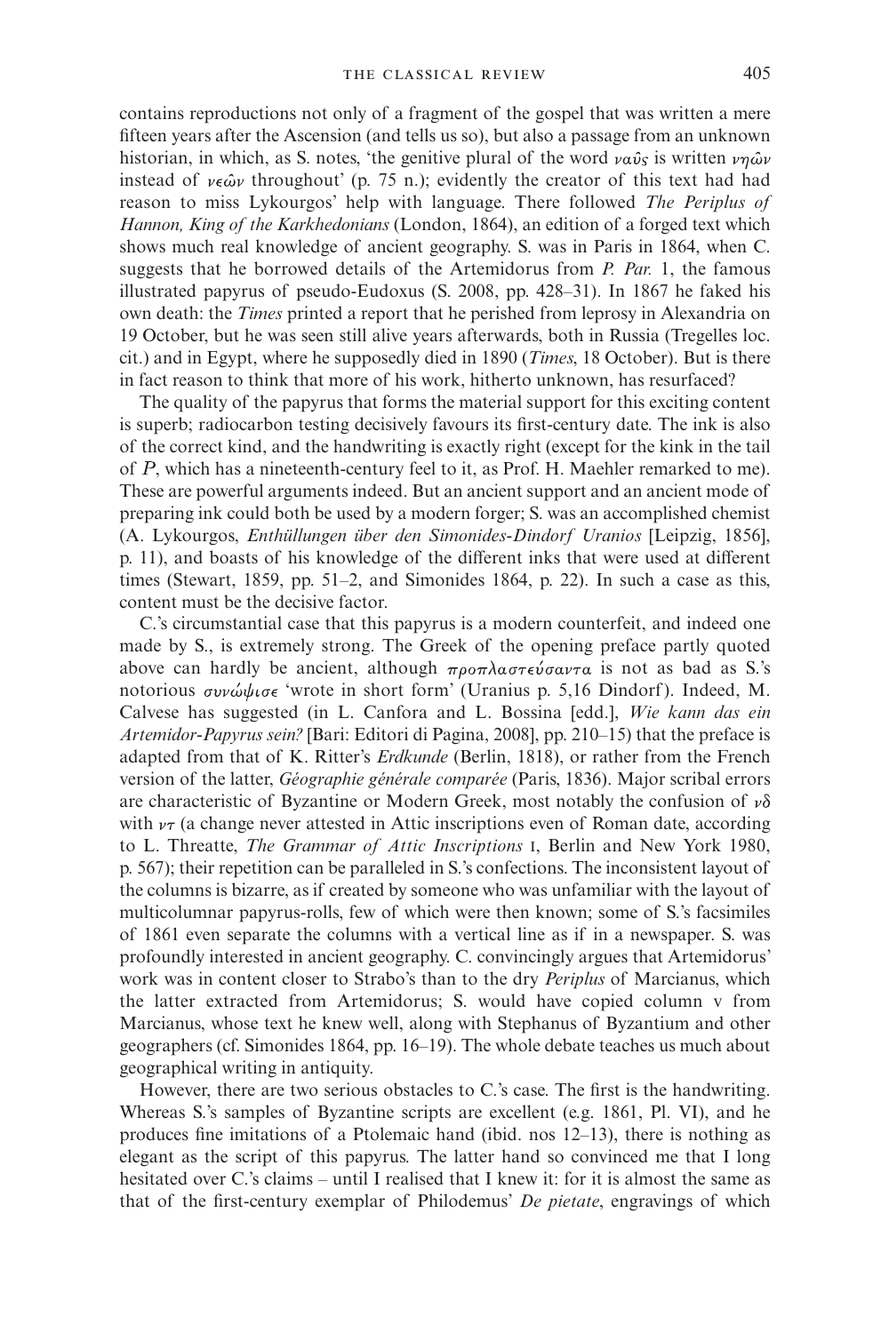contains reproductions not only of a fragment of the gospel that was written a mere fifteen years after the Ascension (and tells us so), but also a passage from an unknown historian, in which, as S. notes, 'the genitive plural of the word ναῦς is written νηῶν instead of νεῶν throughout' (p. 75 n.); evidently the creator of this text had had reason to miss Lykourgos' help with language. There followed *The Periplus of Hannon, King of the Karkhedonians* (London, 1864), an edition of a forged text which shows much real knowledge of ancient geography. S. was in Paris in 1864, when C. suggests that he borrowed details of the Artemidorus from *P. Par.* 1, the famous illustrated papyrus of pseudo-Eudoxus (S. 2008, pp. 428–31). In 1867 he faked his own death: the *Times* printed a report that he perished from leprosy in Alexandria on 19 October, but he was seen still alive years afterwards, both in Russia (Tregelles loc. cit.) and in Egypt, where he supposedly died in 1890 (*Times*, 18 October). But is there in fact reason to think that more of his work, hitherto unknown, has resurfaced?

The quality of the papyrus that forms the material support for this exciting content is superb; radiocarbon testing decisively favours its first-century date. The ink is also of the correct kind, and the handwriting is exactly right (except for the kink in the tail of *P*, which has a nineteenth-century feel to it, as Prof. H. Maehler remarked to me). These are powerful arguments indeed. But an ancient support and an ancient mode of preparing ink could both be used by a modern forger; S. was an accomplished chemist (A. Lykourgos, *Enthüllungen über den Simonides-Dindorf Uranios* [Leipzig, 1856], p. 11), and boasts of his knowledge of the different inks that were used at different times (Stewart, 1859, pp. 51–2, and Simonides 1864, p. 22). In such a case as this, content must be the decisive factor.

C.'s circumstantial case that this papyrus is a modern counterfeit, and indeed one made by S., is extremely strong. The Greek of the opening preface partly quoted above can hardly be ancient, although προπλαστεύσαντα is not as bad as S.'s notorious συνώψισε 'wrote in short form' (Uranius p. 5,16 Dindorf). Indeed, M. Calvese has suggested (in L. Canfora and L. Bossina [edd.], *Wie kann das ein Artemidor-Papyrus sein?* [Bari: Editori di Pagina, 2008], pp. 210–15) that the preface is adapted from that of K. Ritter's *Erdkunde* (Berlin, 1818), or rather from the French version of the latter, *Géographie générale comparée* (Paris, 1836). Major scribal errors are characteristic of Byzantine or Modern Greek, most notably the confusion of νδ with ντ (a change never attested in Attic inscriptions even of Roman date, according to L. Threatte, *The Grammar of Attic Inscriptions* I, Berlin and New York 1980, p. 567); their repetition can be paralleled in S.'s confections. The inconsistent layout of the columns is bizarre, as if created by someone who was unfamiliar with the layout of multicolumnar papyrus-rolls, few of which were then known; some of S.'s facsimiles of 1861 even separate the columns with a vertical line as if in a newspaper. S. was profoundly interested in ancient geography. C. convincingly argues that Artemidorus' work was in content closer to Strabo's than to the dry *Periplus* of Marcianus, which the latter extracted from Artemidorus; S. would have copied column v from Marcianus, whose text he knew well, along with Stephanus of Byzantium and other geographers (cf. Simonides 1864, pp. 16–19). The whole debate teaches us much about geographical writing in antiquity.

However, there are two serious obstacles to C.'s case. The first is the handwriting. Whereas S.'s samples of Byzantine scripts are excellent (e.g. 1861, Pl. VI), and he produces fine imitations of a Ptolemaic hand (ibid. nos 12–13), there is nothing as elegant as the script of this papyrus. The latter hand so convinced me that I long hesitated over C.'s claims – until I realised that I knew it: for it is almost the same as that of the first-century exemplar of Philodemus' *De pietate*, engravings of which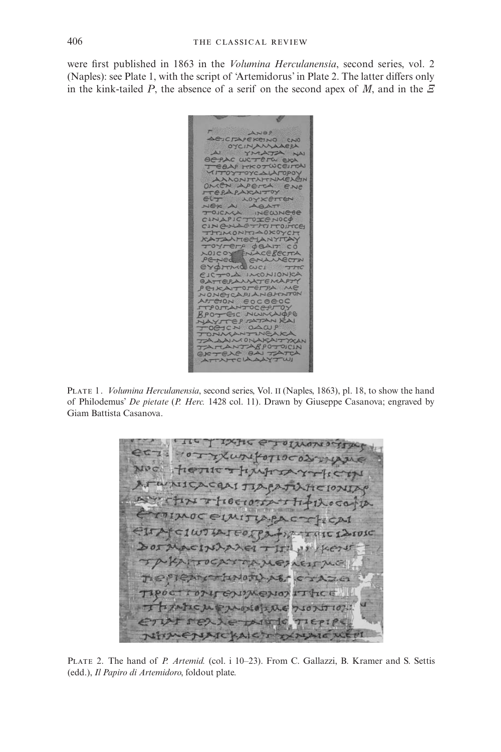were first published in 1863 in the *Volumina Herculanensia*, second series, vol. 2 (Naples): see Plate 1, with the script of 'Artemidorus' in Plate 2. The latter differs only in the kink-tailed *P*, the absence of a serif on the second apex of *M*, and in the *Ξ*

PLATE 1. *Volumina Herculanensia*, second series, Vol. II (Naples, 1863), pl. 18, to show the hand of Philodemus' *De pietate* (*P. Herc.* 1428 col. 11). Drawn by Giuseppe Casanova; engraved by Giam Battista Casanova.

PLATE 2. The hand of *P. Artemid.* (col. i 10–23). From C. Gallazzi, B. Kramer and S. Settis (edd.), *Il Papiro di Artemidoro*, foldout plate.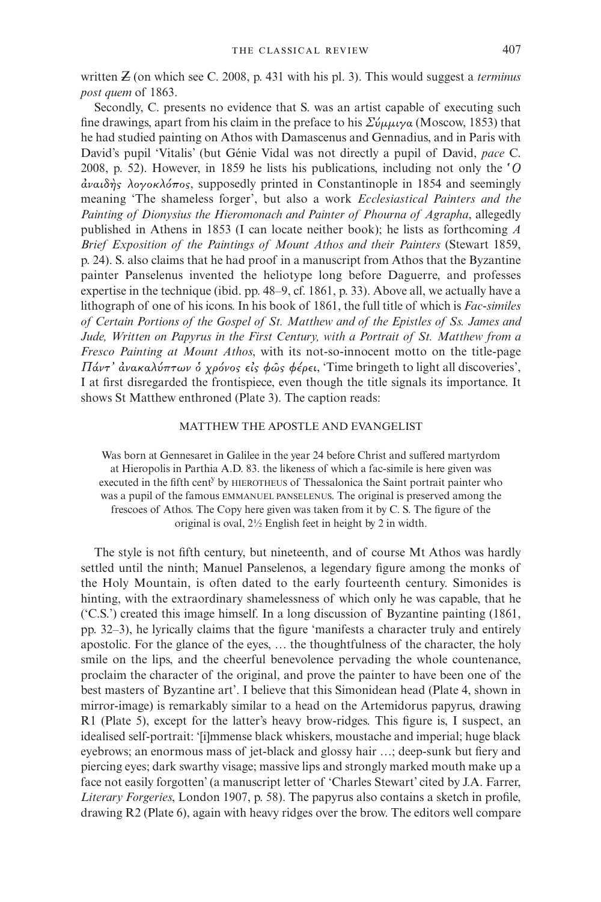written Ƶ (on which see C. 2008, p. 431 with his pl. 3). This would suggest a *terminus post quem* of 1863.

Secondly, C. presents no evidence that S. was an artist capable of executing such fine drawings, apart from his claim in the preface to his *Σύμμιγα* (Moscow, 1853) that he had studied painting on Athos with Damascenus and Gennadius, and in Paris with David's pupil 'Vitalis' (but Génie Vidal was not directly a pupil of David, *pace* C. 2008, p. 52). However, in 1859 he lists his publications, including not only the *Ὁ ἀναιδὴς λογοκλόπος*, supposedly printed in Constantinople in 1854 and seemingly meaning 'The shameless forger', but also a work *Ecclesiastical Painters and the Painting of Dionysius the Hieromonach and Painter of Phourna of Agrapha*, allegedly published in Athens in 1853 (I can locate neither book); he lists as forthcoming *A Brief Exposition of the Paintings of Mount Athos and their Painters* (Stewart 1859, p. 24). S. also claims that he had proof in a manuscript from Athos that the Byzantine painter Panselenus invented the heliotype long before Daguerre, and professes expertise in the technique (ibid. pp. 48–9, cf. 1861, p. 33). Above all, we actually have a lithograph of one of his icons. In his book of 1861, the full title of which is *Fac-similes of Certain Portions of the Gospel of St. Matthew and of the Epistles of Ss. James and Jude, Written on Papyrus in the First Century, with a Portrait of St. Matthew from a Fresco Painting at Mount Athos*, with its not-so-innocent motto on the title-page *Πάντ' ἀνακαλύπτων ὁ χρόνος εἰς φῶς φέρει*, 'Time bringeth to light all discoveries', I at first disregarded the frontispiece, even though the title signals its importance. It shows St Matthew enthroned (Plate 3). The caption reads:

MATTHEW THE APOSTLE AND EVANGELIST

Was born at Gennesaret in Galilee in the year 24 before Christ and suffered martyrdom at Hieropolis in Parthia A.D. 83. the likeness of which a fac-simile is here given was executed in the fifth cent[y] by HIEROTHEUS of Thessalonica the Saint portrait painter who was a pupil of the famous EMMANUEL PANSELENUS. The original is preserved among the frescoes of Athos. The Copy here given was taken from it by C. S. The figure of the original is oval, 2½ English feet in height by 2 in width.

The style is not fifth century, but nineteenth, and of course Mt Athos was hardly settled until the ninth; Manuel Panselenos, a legendary figure among the monks of the Holy Mountain, is often dated to the early fourteenth century. Simonides is hinting, with the extraordinary shamelessness of which only he was capable, that he ('C.S.') created this image himself. In a long discussion of Byzantine painting (1861, pp. 32–3), he lyrically claims that the figure 'manifests a character truly and entirely apostolic. For the glance of the eyes, … the thoughtfulness of the character, the holy smile on the lips, and the cheerful benevolence pervading the whole countenance, proclaim the character of the original, and prove the painter to have been one of the best masters of Byzantine art'. I believe that this Simonidean head (Plate 4, shown in mirror-image) is remarkably similar to a head on the Artemidorus papyrus, drawing R1 (Plate 5), except for the latter's heavy brow-ridges. This figure is, I suspect, an idealised self-portrait: '[i]mmense black whiskers, moustache and imperial; huge black eyebrows; an enormous mass of jet-black and glossy hair …; deep-sunk but fiery and piercing eyes; dark swarthy visage; massive lips and strongly marked mouth make up a face not easily forgotten' (a manuscript letter of 'Charles Stewart' cited by J.A. Farrer, *Literary Forgeries*, London 1907, p. 58). The papyrus also contains a sketch in profile, drawing R2 (Plate 6), again with heavy ridges over the brow. The editors well compare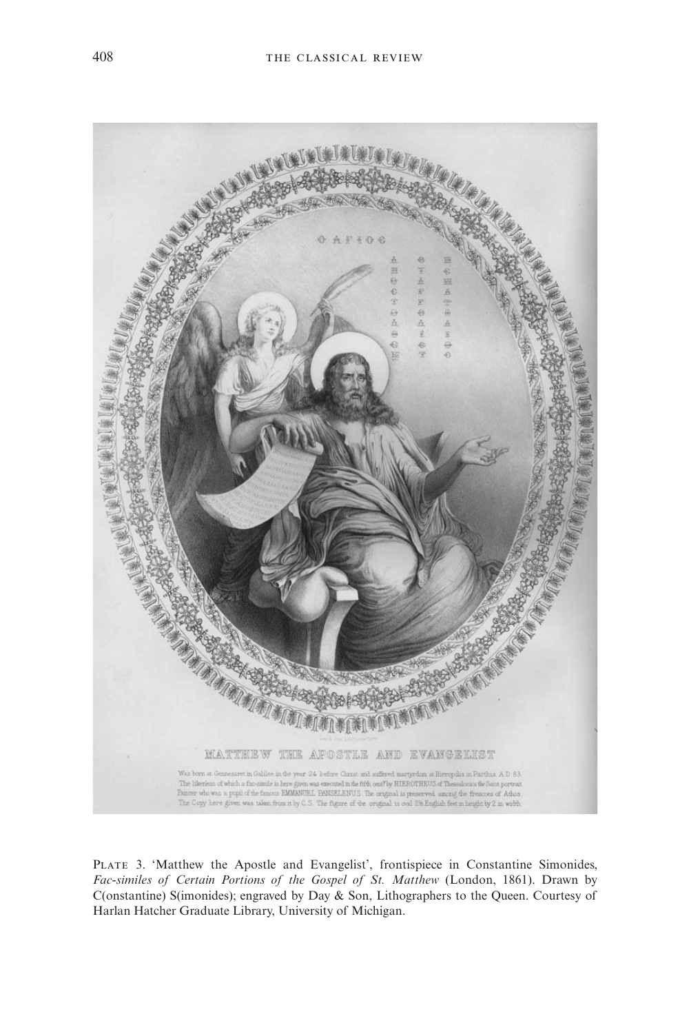PLATE 3. 'Matthew the Apostle and Evangelist', frontispiece in Constantine Simonides, *Fac-similes of Certain Portions of the Gospel of St. Matthew* (London, 1861). Drawn by C(onstantine) S(imonides); engraved by Day & Son, Lithographers to the Queen. Courtesy of Harlan Hatcher Graduate Library, University of Michigan.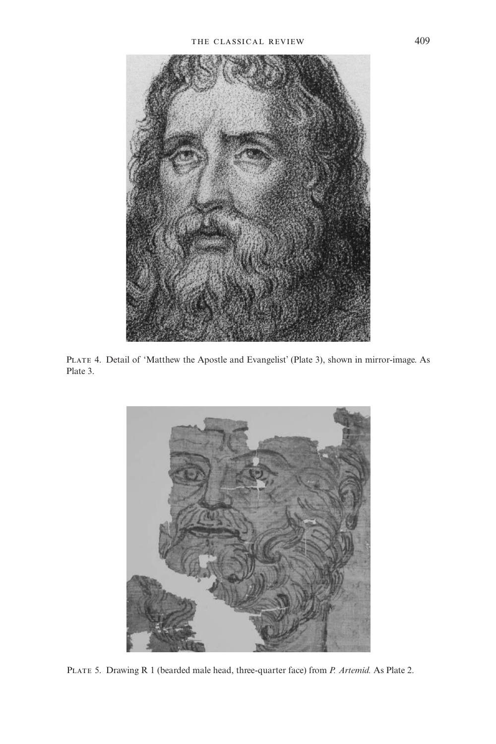Plate 4. Detail of 'Matthew the Apostle and Evangelist' (Plate 3), shown in mirror-image. As Plate 3.

Plate 5. Drawing R 1 (bearded male head, three-quarter face) from *P. Artemid.* As Plate 2.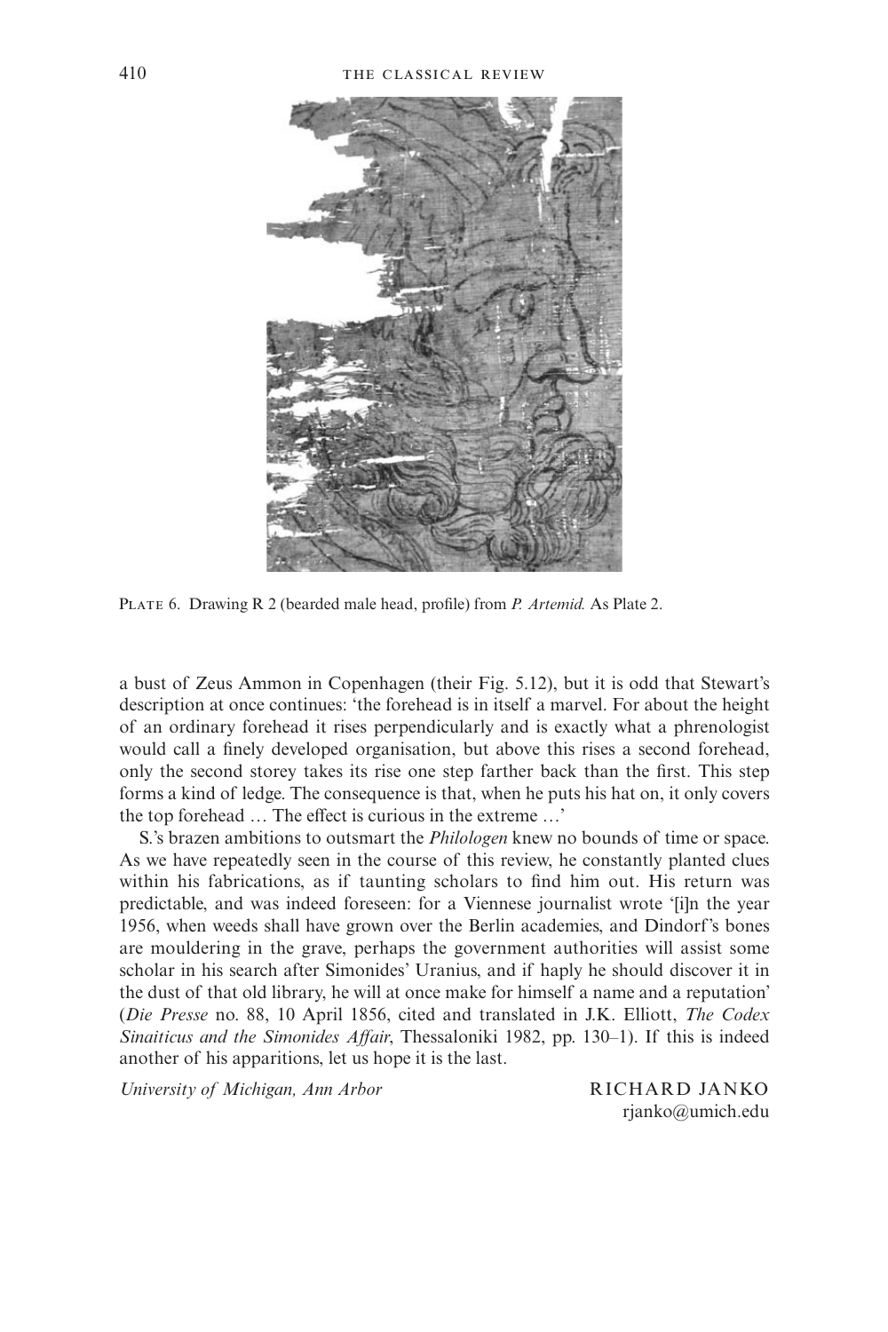Plate 6. Drawing R 2 (bearded male head, profile) from *P. Artemid.* As Plate 2.

a bust of Zeus Ammon in Copenhagen (their Fig. 5.12), but it is odd that Stewart's description at once continues: 'the forehead is in itself a marvel. For about the height of an ordinary forehead it rises perpendicularly and is exactly what a phrenologist would call a finely developed organisation, but above this rises a second forehead, only the second storey takes its rise one step farther back than the first. This step forms a kind of ledge. The consequence is that, when he puts his hat on, it only covers the top forehead … The effect is curious in the extreme …'

S.'s brazen ambitions to outsmart the *Philologen* knew no bounds of time or space. As we have repeatedly seen in the course of this review, he constantly planted clues within his fabrications, as if taunting scholars to find him out. His return was predictable, and was indeed foreseen: for a Viennese journalist wrote '[i]n the year 1956, when weeds shall have grown over the Berlin academies, and Dindorf's bones are mouldering in the grave, perhaps the government authorities will assist some scholar in his search after Simonides' Uranius, and if haply he should discover it in the dust of that old library, he will at once make for himself a name and a reputation' (*Die Presse* no. 88, 10 April 1856, cited and translated in J.K. Elliott, *The Codex Sinaiticus and the Simonides Affair*, Thessaloniki 1982, pp. 130–1). If this is indeed another of his apparitions, let us hope it is the last.

*University of Michigan, Ann Arbor* RICHARD JANKO
rjanko@umich.edu